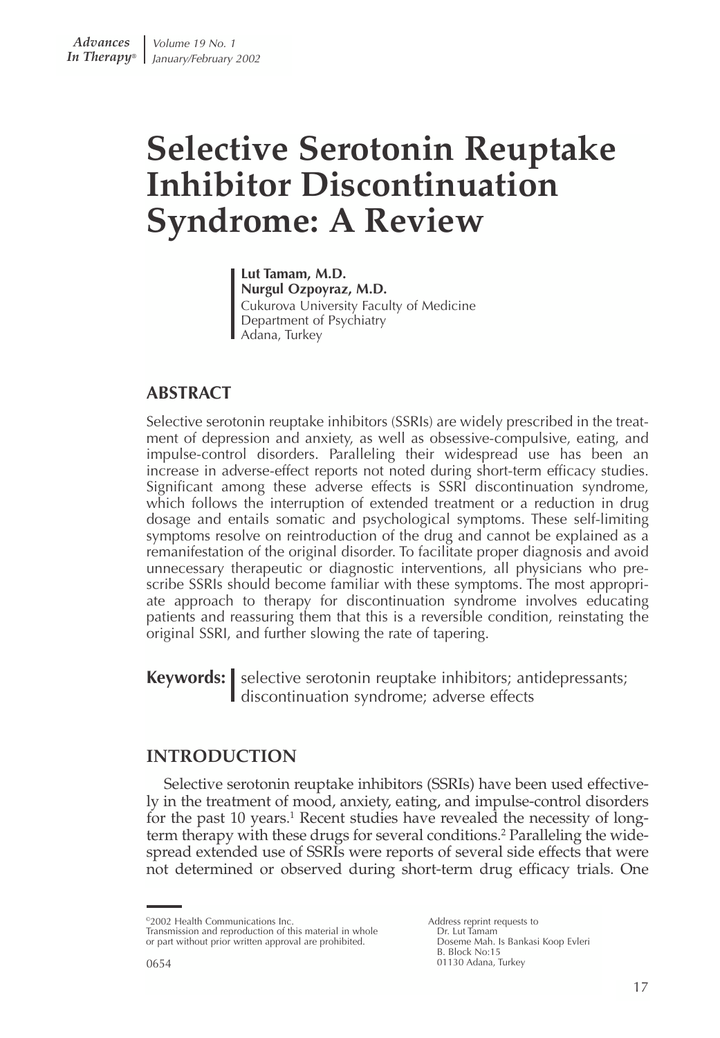# Selective Serotonin Reuptake Inhibitor Discontinuation Syndrome: A Review

**Lut Tamam, M.D.**
**Nurgul Ozpoyraz, M.D.**
Cukurova University Faculty of Medicine
Department of Psychiatry
Adana, Turkey

## ABSTRACT

Selective serotonin reuptake inhibitors (SSRIs) are widely prescribed in the treatment of depression and anxiety, as well as obsessive-compulsive, eating, and impulse-control disorders. Paralleling their widespread use has been an increase in adverse-effect reports not noted during short-term efficacy studies. Significant among these adverse effects is SSRI discontinuation syndrome, which follows the interruption of extended treatment or a reduction in drug dosage and entails somatic and psychological symptoms. These self-limiting symptoms resolve on reintroduction of the drug and cannot be explained as a remanifestation of the original disorder. To facilitate proper diagnosis and avoid unnecessary therapeutic or diagnostic interventions, all physicians who prescribe SSRIs should become familiar with these symptoms. The most appropriate approach to therapy for discontinuation syndrome involves educating patients and reassuring them that this is a reversible condition, reinstating the original SSRI, and further slowing the rate of tapering.

**Keywords:** selective serotonin reuptake inhibitors; antidepressants; discontinuation syndrome; adverse effects

## INTRODUCTION

Selective serotonin reuptake inhibitors (SSRIs) have been used effectively in the treatment of mood, anxiety, eating, and impulse-control disorders for the past 10 years.[1] Recent studies have revealed the necessity of long-term therapy with these drugs for several conditions.[2] Paralleling the widespread extended use of SSRIs were reports of several side effects that were not determined or observed during short-term drug efficacy trials. One

©2002 Health Communications Inc.
Transmission and reproduction of this material in whole or part without prior written approval are prohibited.

0654

Address reprint requests to
Dr. Lut Tamam
Doseme Mah. Is Bankasi Koop Evleri
B. Block No:15
01130 Adana, Turkey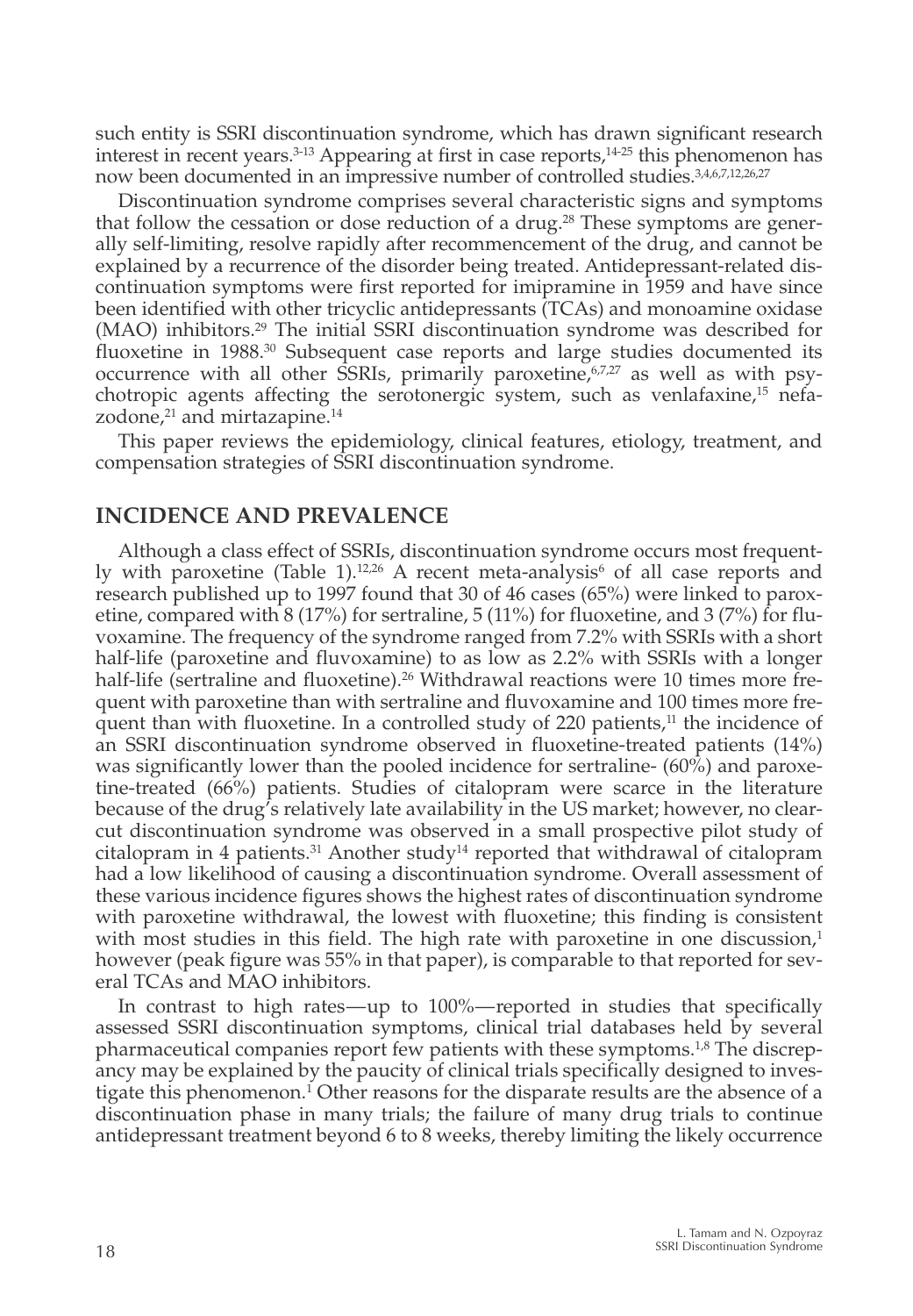such entity is SSRI discontinuation syndrome, which has drawn significant research interest in recent years.[3-13] Appearing at first in case reports,[14-25] this phenomenon has now been documented in an impressive number of controlled studies.[3,4,6,7,12,26,27]

Discontinuation syndrome comprises several characteristic signs and symptoms that follow the cessation or dose reduction of a drug.[28] These symptoms are generally self-limiting, resolve rapidly after recommencement of the drug, and cannot be explained by a recurrence of the disorder being treated. Antidepressant-related discontinuation symptoms were first reported for imipramine in 1959 and have since been identified with other tricyclic antidepressants (TCAs) and monoamine oxidase (MAO) inhibitors.[29] The initial SSRI discontinuation syndrome was described for fluoxetine in 1988.[30] Subsequent case reports and large studies documented its occurrence with all other SSRIs, primarily paroxetine,[6,7,27] as well as with psychotropic agents affecting the serotonergic system, such as venlafaxine,[15] nefazodone,[21] and mirtazapine.[14]

This paper reviews the epidemiology, clinical features, etiology, treatment, and compensation strategies of SSRI discontinuation syndrome.

## INCIDENCE AND PREVALENCE

Although a class effect of SSRIs, discontinuation syndrome occurs most frequently with paroxetine (Table 1).[12,26] A recent meta-analysis[6] of all case reports and research published up to 1997 found that 30 of 46 cases (65%) were linked to paroxetine, compared with 8 (17%) for sertraline, 5 (11%) for fluoxetine, and 3 (7%) for fluvoxamine. The frequency of the syndrome ranged from 7.2% with SSRIs with a short half-life (paroxetine and fluvoxamine) to as low as 2.2% with SSRIs with a longer half-life (sertraline and fluoxetine).[26] Withdrawal reactions were 10 times more frequent with paroxetine than with sertraline and fluvoxamine and 100 times more frequent than with fluoxetine. In a controlled study of 220 patients,[11] the incidence of an SSRI discontinuation syndrome observed in fluoxetine-treated patients (14%) was significantly lower than the pooled incidence for sertraline- (60%) and paroxetine-treated (66%) patients. Studies of citalopram were scarce in the literature because of the drug's relatively late availability in the US market; however, no clear-cut discontinuation syndrome was observed in a small prospective pilot study of citalopram in 4 patients.[31] Another study[14] reported that withdrawal of citalopram had a low likelihood of causing a discontinuation syndrome. Overall assessment of these various incidence figures shows the highest rates of discontinuation syndrome with paroxetine withdrawal, the lowest with fluoxetine; this finding is consistent with most studies in this field. The high rate with paroxetine in one discussion,[1] however (peak figure was 55% in that paper), is comparable to that reported for several TCAs and MAO inhibitors.

In contrast to high rates—up to 100%—reported in studies that specifically assessed SSRI discontinuation symptoms, clinical trial databases held by several pharmaceutical companies report few patients with these symptoms.[1,8] The discrepancy may be explained by the paucity of clinical trials specifically designed to investigate this phenomenon.[1] Other reasons for the disparate results are the absence of a discontinuation phase in many trials; the failure of many drug trials to continue antidepressant treatment beyond 6 to 8 weeks, thereby limiting the likely occurrence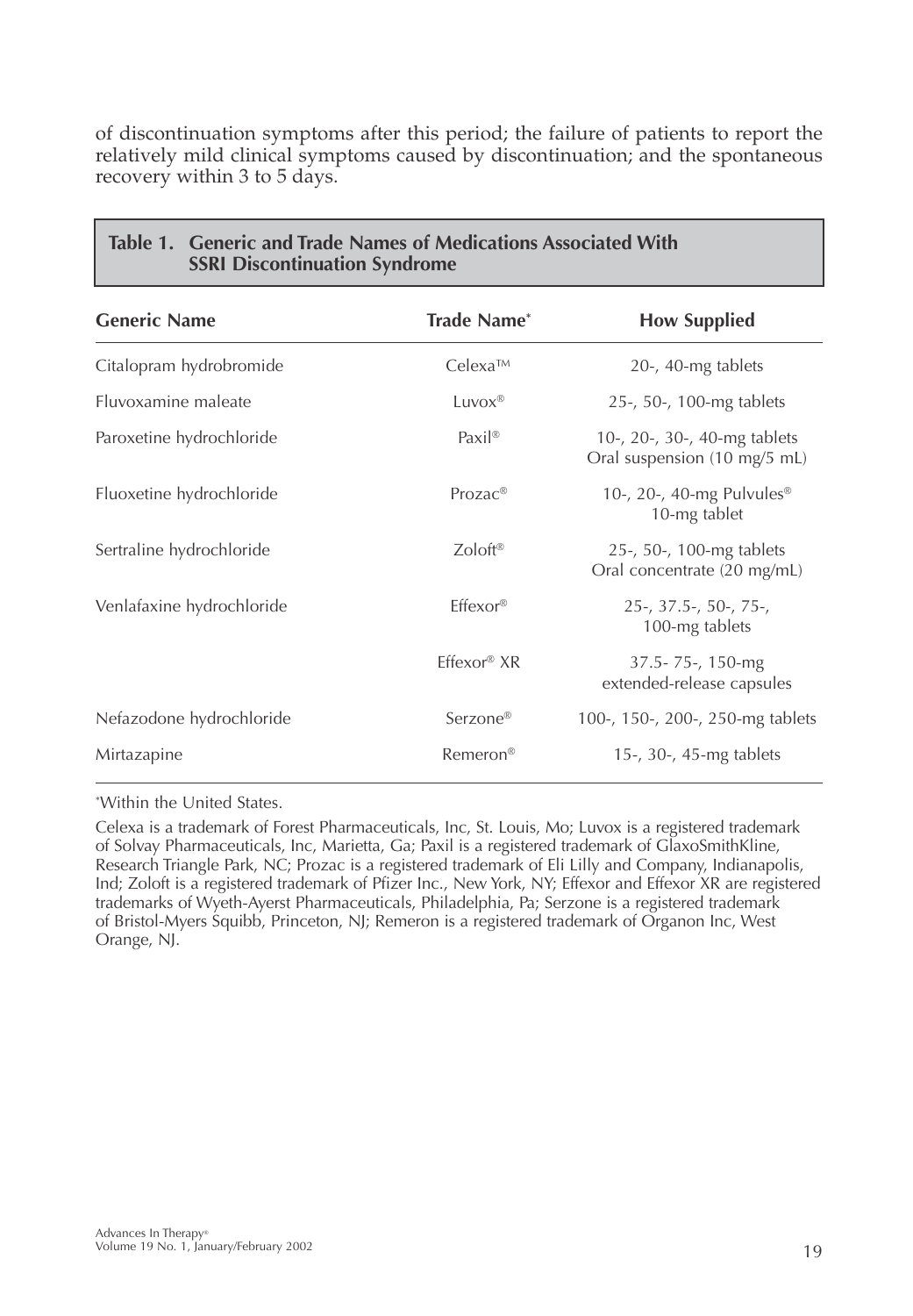of discontinuation symptoms after this period; the failure of patients to report the relatively mild clinical symptoms caused by discontinuation; and the spontaneous recovery within 3 to 5 days.

**Table 1. Generic and Trade Names of Medications Associated With SSRI Discontinuation Syndrome**

| Generic Name | Trade Name* | How Supplied |
|---|---|---|
| Citalopram hydrobromide | Celexa™ | 20-, 40-mg tablets |
| Fluvoxamine maleate | Luvox® | 25-, 50-, 100-mg tablets |
| Paroxetine hydrochloride | Paxil® | 10-, 20-, 30-, 40-mg tablets<br>Oral suspension (10 mg/5 mL) |
| Fluoxetine hydrochloride | Prozac® | 10-, 20-, 40-mg Pulvules®<br>10-mg tablet |
| Sertraline hydrochloride | Zoloft® | 25-, 50-, 100-mg tablets<br>Oral concentrate (20 mg/mL) |
| Venlafaxine hydrochloride | Effexor® | 25-, 37.5-, 50-, 75-, 100-mg tablets |
| | Effexor® XR | 37.5- 75-, 150-mg extended-release capsules |
| Nefazodone hydrochloride | Serzone® | 100-, 150-, 200-, 250-mg tablets |
| Mirtazapine | Remeron® | 15-, 30-, 45-mg tablets |

*Within the United States.

Celexa is a trademark of Forest Pharmaceuticals, Inc, St. Louis, Mo; Luvox is a registered trademark of Solvay Pharmaceuticals, Inc, Marietta, Ga; Paxil is a registered trademark of GlaxoSmithKline, Research Triangle Park, NC; Prozac is a registered trademark of Eli Lilly and Company, Indianapolis, Ind; Zoloft is a registered trademark of Pfizer Inc., New York, NY; Effexor and Effexor XR are registered trademarks of Wyeth-Ayerst Pharmaceuticals, Philadelphia, Pa; Serzone is a registered trademark of Bristol-Myers Squibb, Princeton, NJ; Remeron is a registered trademark of Organon Inc, West Orange, NJ.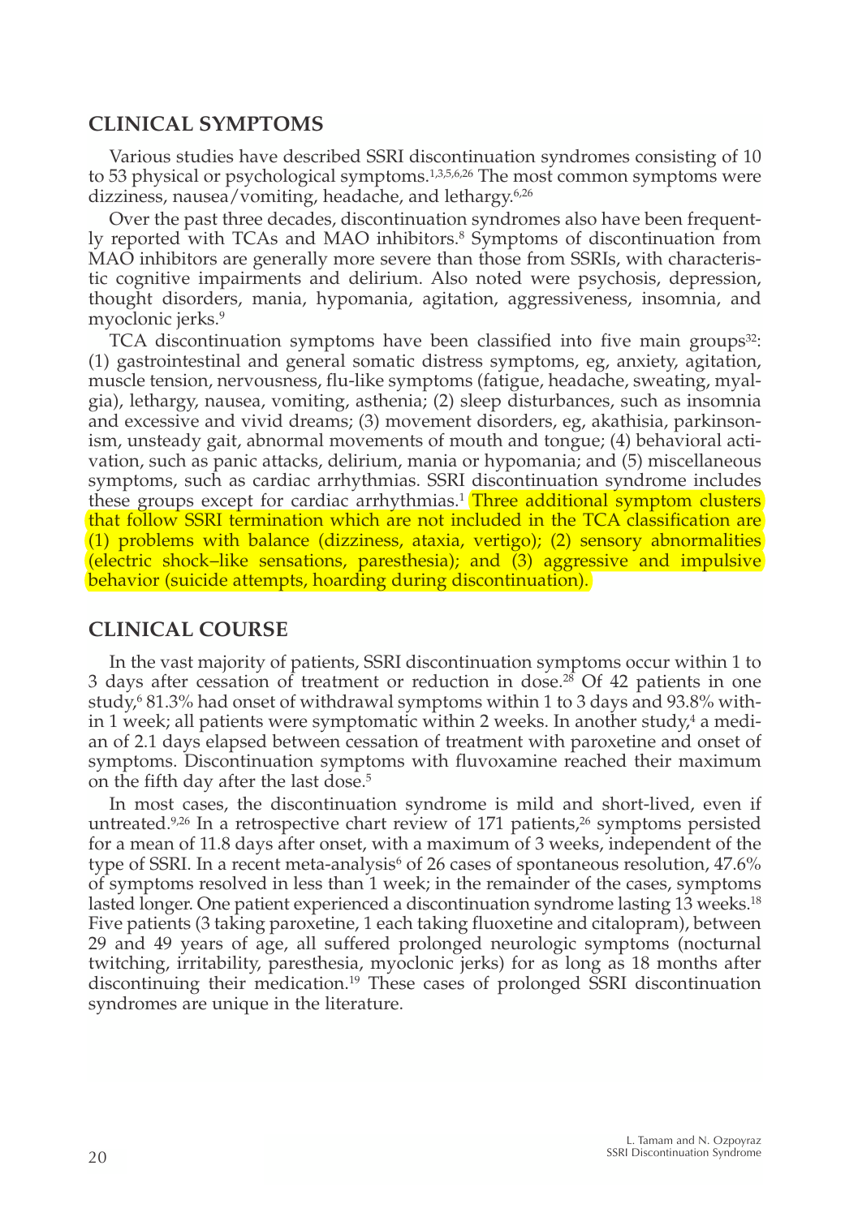## CLINICAL SYMPTOMS

Various studies have described SSRI discontinuation syndromes consisting of 10 to 53 physical or psychological symptoms.[1,3,5,6,26] The most common symptoms were dizziness, nausea/vomiting, headache, and lethargy.[6,26]

Over the past three decades, discontinuation syndromes also have been frequently reported with TCAs and MAO inhibitors.[8] Symptoms of discontinuation from MAO inhibitors are generally more severe than those from SSRIs, with characteristic cognitive impairments and delirium. Also noted were psychosis, depression, thought disorders, mania, hypomania, agitation, aggressiveness, insomnia, and myoclonic jerks.[9]

TCA discontinuation symptoms have been classified into five main groups[32]: (1) gastrointestinal and general somatic distress symptoms, eg, anxiety, agitation, muscle tension, nervousness, flu-like symptoms (fatigue, headache, sweating, myalgia), lethargy, nausea, vomiting, asthenia; (2) sleep disturbances, such as insomnia and excessive and vivid dreams; (3) movement disorders, eg, akathisia, parkinsonism, unsteady gait, abnormal movements of mouth and tongue; (4) behavioral activation, such as panic attacks, delirium, mania or hypomania; and (5) miscellaneous symptoms, such as cardiac arrhythmias. SSRI discontinuation syndrome includes these groups except for cardiac arrhythmias.[1] Three additional symptom clusters that follow SSRI termination which are not included in the TCA classification are (1) problems with balance (dizziness, ataxia, vertigo); (2) sensory abnormalities (electric shock–like sensations, paresthesia); and (3) aggressive and impulsive behavior (suicide attempts, hoarding during discontinuation).

## CLINICAL COURSE

In the vast majority of patients, SSRI discontinuation symptoms occur within 1 to 3 days after cessation of treatment or reduction in dose.[28] Of 42 patients in one study,[6] 81.3% had onset of withdrawal symptoms within 1 to 3 days and 93.8% within 1 week; all patients were symptomatic within 2 weeks. In another study,[4] a median of 2.1 days elapsed between cessation of treatment with paroxetine and onset of symptoms. Discontinuation symptoms with fluvoxamine reached their maximum on the fifth day after the last dose.[5]

In most cases, the discontinuation syndrome is mild and short-lived, even if untreated.[9,26] In a retrospective chart review of 171 patients,[26] symptoms persisted for a mean of 11.8 days after onset, with a maximum of 3 weeks, independent of the type of SSRI. In a recent meta-analysis[6] of 26 cases of spontaneous resolution, 47.6% of symptoms resolved in less than 1 week; in the remainder of the cases, symptoms lasted longer. One patient experienced a discontinuation syndrome lasting 13 weeks.[18] Five patients (3 taking paroxetine, 1 each taking fluoxetine and citalopram), between 29 and 49 years of age, all suffered prolonged neurologic symptoms (nocturnal twitching, irritability, paresthesia, myoclonic jerks) for as long as 18 months after discontinuing their medication.[19] These cases of prolonged SSRI discontinuation syndromes are unique in the literature.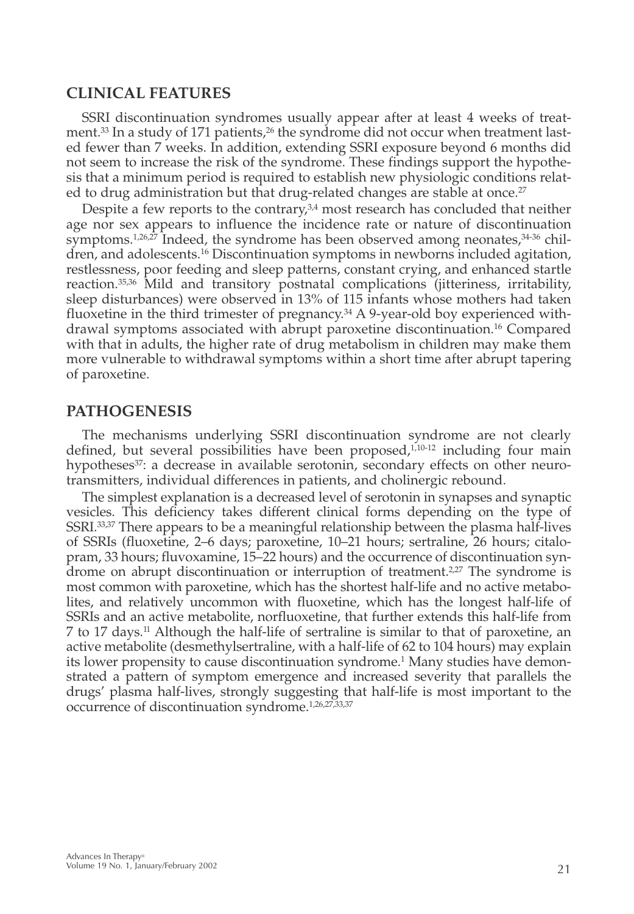## CLINICAL FEATURES

SSRI discontinuation syndromes usually appear after at least 4 weeks of treatment.[33] In a study of 171 patients,[26] the syndrome did not occur when treatment lasted fewer than 7 weeks. In addition, extending SSRI exposure beyond 6 months did not seem to increase the risk of the syndrome. These findings support the hypothesis that a minimum period is required to establish new physiologic conditions related to drug administration but that drug-related changes are stable at once.[27]

Despite a few reports to the contrary,[3,4] most research has concluded that neither age nor sex appears to influence the incidence rate or nature of discontinuation symptoms.[1,26,27] Indeed, the syndrome has been observed among neonates,[34-36] children, and adolescents.[16] Discontinuation symptoms in newborns included agitation, restlessness, poor feeding and sleep patterns, constant crying, and enhanced startle reaction.[35,36] Mild and transitory postnatal complications (jitteriness, irritability, sleep disturbances) were observed in 13% of 115 infants whose mothers had taken fluoxetine in the third trimester of pregnancy.[34] A 9-year-old boy experienced withdrawal symptoms associated with abrupt paroxetine discontinuation.[16] Compared with that in adults, the higher rate of drug metabolism in children may make them more vulnerable to withdrawal symptoms within a short time after abrupt tapering of paroxetine.

## PATHOGENESIS

The mechanisms underlying SSRI discontinuation syndrome are not clearly defined, but several possibilities have been proposed,[1,10-12] including four main hypotheses[37]: a decrease in available serotonin, secondary effects on other neurotransmitters, individual differences in patients, and cholinergic rebound.

The simplest explanation is a decreased level of serotonin in synapses and synaptic vesicles. This deficiency takes different clinical forms depending on the type of SSRI.[33,37] There appears to be a meaningful relationship between the plasma half-lives of SSRIs (fluoxetine, 2–6 days; paroxetine, 10–21 hours; sertraline, 26 hours; citalopram, 33 hours; fluvoxamine, 15–22 hours) and the occurrence of discontinuation syndrome on abrupt discontinuation or interruption of treatment.[2,27] The syndrome is most common with paroxetine, which has the shortest half-life and no active metabolites, and relatively uncommon with fluoxetine, which has the longest half-life of SSRIs and an active metabolite, norfluoxetine, that further extends this half-life from 7 to 17 days.[11] Although the half-life of sertraline is similar to that of paroxetine, an active metabolite (desmethylsertraline, with a half-life of 62 to 104 hours) may explain its lower propensity to cause discontinuation syndrome.[1] Many studies have demonstrated a pattern of symptom emergence and increased severity that parallels the drugs' plasma half-lives, strongly suggesting that half-life is most important to the occurrence of discontinuation syndrome.[1,26,27,33,37]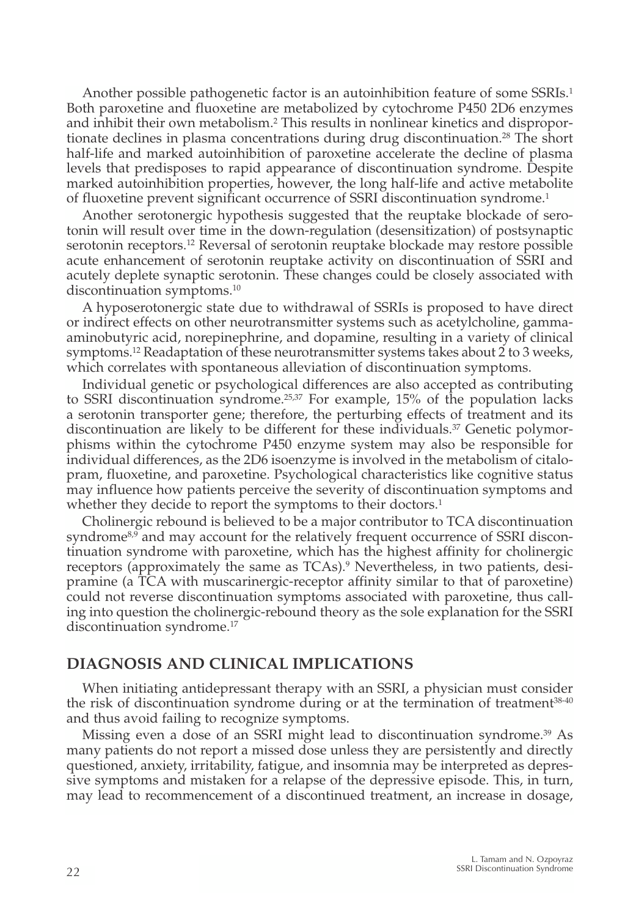Another possible pathogenetic factor is an autoinhibition feature of some SSRIs.[1] Both paroxetine and fluoxetine are metabolized by cytochrome P450 2D6 enzymes and inhibit their own metabolism.[2] This results in nonlinear kinetics and disproportionate declines in plasma concentrations during drug discontinuation.[28] The short half-life and marked autoinhibition of paroxetine accelerate the decline of plasma levels that predisposes to rapid appearance of discontinuation syndrome. Despite marked autoinhibition properties, however, the long half-life and active metabolite of fluoxetine prevent significant occurrence of SSRI discontinuation syndrome.[1]

Another serotonergic hypothesis suggested that the reuptake blockade of serotonin will result over time in the down-regulation (desensitization) of postsynaptic serotonin receptors.[12] Reversal of serotonin reuptake blockade may restore possible acute enhancement of serotonin reuptake activity on discontinuation of SSRI and acutely deplete synaptic serotonin. These changes could be closely associated with discontinuation symptoms.[10]

A hyposerotonergic state due to withdrawal of SSRIs is proposed to have direct or indirect effects on other neurotransmitter systems such as acetylcholine, gamma-aminobutyric acid, norepinephrine, and dopamine, resulting in a variety of clinical symptoms.[12] Readaptation of these neurotransmitter systems takes about 2 to 3 weeks, which correlates with spontaneous alleviation of discontinuation symptoms.

Individual genetic or psychological differences are also accepted as contributing to SSRI discontinuation syndrome.[25,37] For example, 15% of the population lacks a serotonin transporter gene; therefore, the perturbing effects of treatment and its discontinuation are likely to be different for these individuals.[37] Genetic polymorphisms within the cytochrome P450 enzyme system may also be responsible for individual differences, as the 2D6 isoenzyme is involved in the metabolism of citalopram, fluoxetine, and paroxetine. Psychological characteristics like cognitive status may influence how patients perceive the severity of discontinuation symptoms and whether they decide to report the symptoms to their doctors.[1]

Cholinergic rebound is believed to be a major contributor to TCA discontinuation syndrome[8,9] and may account for the relatively frequent occurrence of SSRI discontinuation syndrome with paroxetine, which has the highest affinity for cholinergic receptors (approximately the same as TCAs).[9] Nevertheless, in two patients, desipramine (a TCA with muscarinergic-receptor affinity similar to that of paroxetine) could not reverse discontinuation symptoms associated with paroxetine, thus calling into question the cholinergic-rebound theory as the sole explanation for the SSRI discontinuation syndrome.[17]

## DIAGNOSIS AND CLINICAL IMPLICATIONS

When initiating antidepressant therapy with an SSRI, a physician must consider the risk of discontinuation syndrome during or at the termination of treatment[38-40] and thus avoid failing to recognize symptoms.

Missing even a dose of an SSRI might lead to discontinuation syndrome.[39] As many patients do not report a missed dose unless they are persistently and directly questioned, anxiety, irritability, fatigue, and insomnia may be interpreted as depressive symptoms and mistaken for a relapse of the depressive episode. This, in turn, may lead to recommencement of a discontinued treatment, an increase in dosage,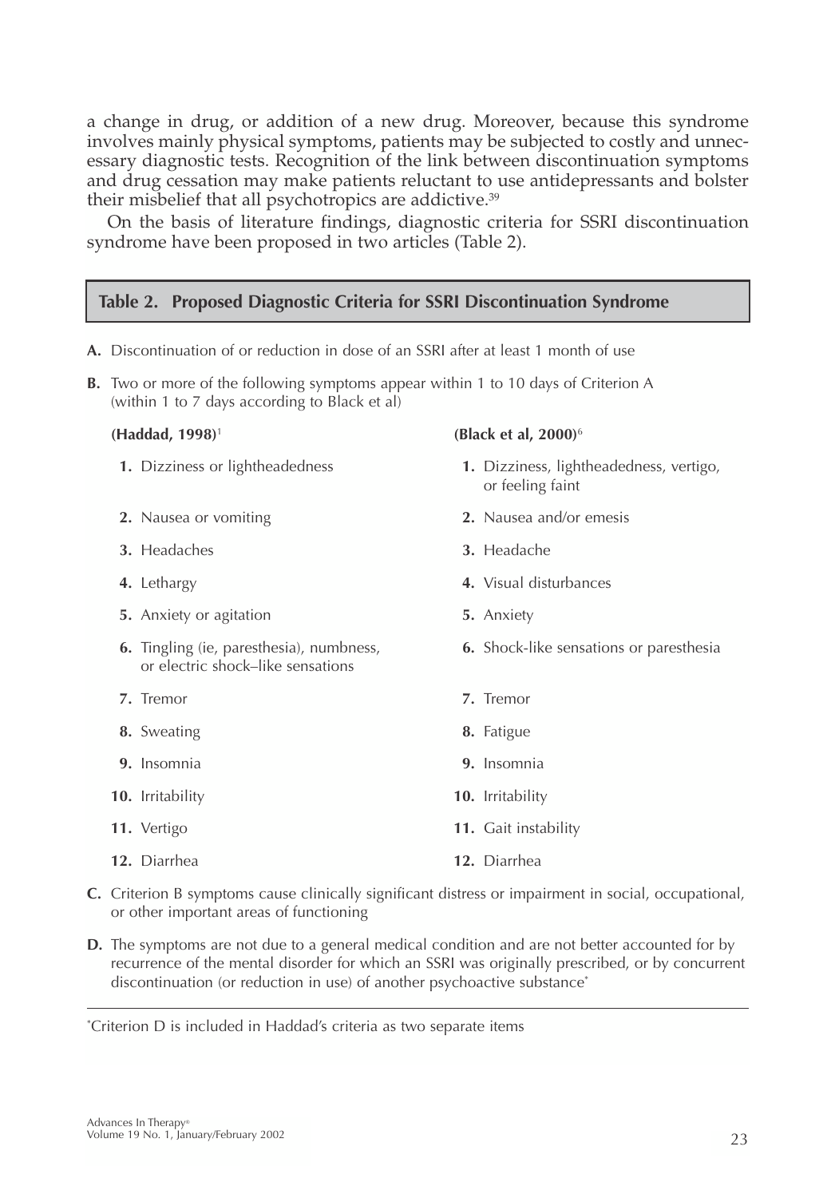a change in drug, or addition of a new drug. Moreover, because this syndrome involves mainly physical symptoms, patients may be subjected to costly and unnecessary diagnostic tests. Recognition of the link between discontinuation symptoms and drug cessation may make patients reluctant to use antidepressants and bolster their misbelief that all psychotropics are addictive.[39]

On the basis of literature findings, diagnostic criteria for SSRI discontinuation syndrome have been proposed in two articles (Table 2).

**Table 2. Proposed Diagnostic Criteria for SSRI Discontinuation Syndrome**

**A.** Discontinuation of or reduction in dose of an SSRI after at least 1 month of use

**B.** Two or more of the following symptoms appear within 1 to 10 days of Criterion A (within 1 to 7 days according to Black et al)

| **(Haddad, 1998)**[1] | **(Black et al, 2000)**[6] |
|---|---|
| **1.** Dizziness or lightheadedness | **1.** Dizziness, lightheadedness, vertigo, or feeling faint |
| **2.** Nausea or vomiting | **2.** Nausea and/or emesis |
| **3.** Headaches | **3.** Headache |
| **4.** Lethargy | **4.** Visual disturbances |
| **5.** Anxiety or agitation | **5.** Anxiety |
| **6.** Tingling (ie, paresthesia), numbness, or electric shock–like sensations | **6.** Shock-like sensations or paresthesia |
| **7.** Tremor | **7.** Tremor |
| **8.** Sweating | **8.** Fatigue |
| **9.** Insomnia | **9.** Insomnia |
| **10.** Irritability | **10.** Irritability |
| **11.** Vertigo | **11.** Gait instability |
| **12.** Diarrhea | **12.** Diarrhea |

**C.** Criterion B symptoms cause clinically significant distress or impairment in social, occupational, or other important areas of functioning

**D.** The symptoms are not due to a general medical condition and are not better accounted for by recurrence of the mental disorder for which an SSRI was originally prescribed, or by concurrent discontinuation (or reduction in use) of another psychoactive substance*

*Criterion D is included in Haddad's criteria as two separate items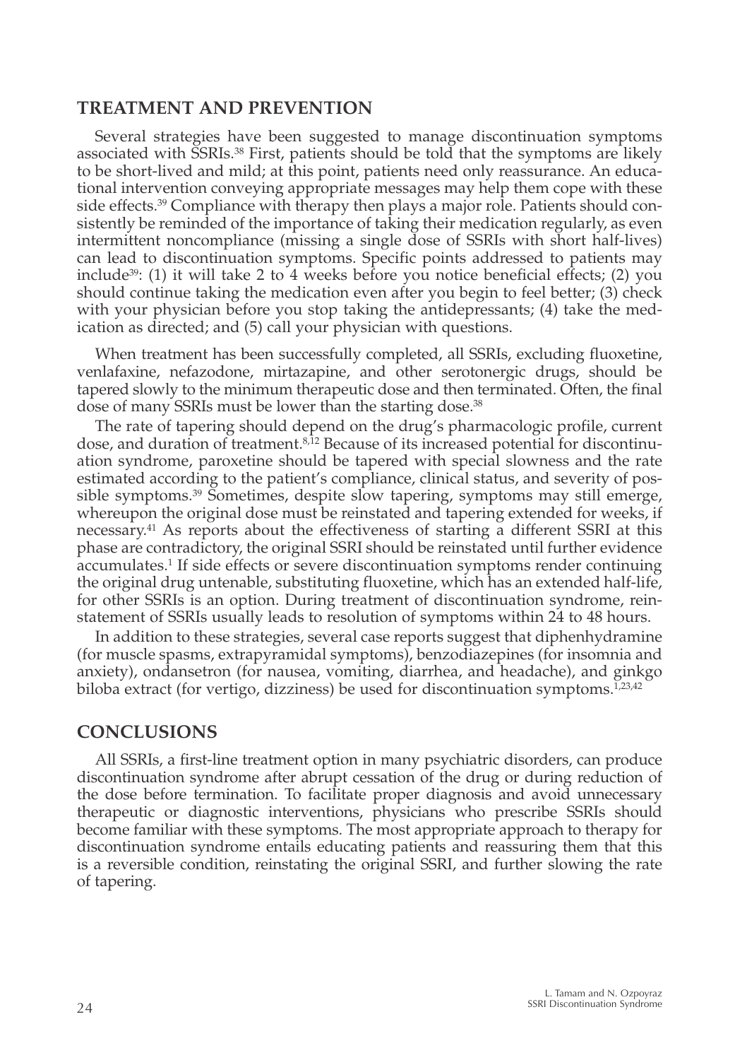## TREATMENT AND PREVENTION

Several strategies have been suggested to manage discontinuation symptoms associated with SSRIs.[38] First, patients should be told that the symptoms are likely to be short-lived and mild; at this point, patients need only reassurance. An educational intervention conveying appropriate messages may help them cope with these side effects.[39] Compliance with therapy then plays a major role. Patients should consistently be reminded of the importance of taking their medication regularly, as even intermittent noncompliance (missing a single dose of SSRIs with short half-lives) can lead to discontinuation symptoms. Specific points addressed to patients may include[39]: (1) it will take 2 to 4 weeks before you notice beneficial effects; (2) you should continue taking the medication even after you begin to feel better; (3) check with your physician before you stop taking the antidepressants; (4) take the medication as directed; and (5) call your physician with questions.

When treatment has been successfully completed, all SSRIs, excluding fluoxetine, venlafaxine, nefazodone, mirtazapine, and other serotonergic drugs, should be tapered slowly to the minimum therapeutic dose and then terminated. Often, the final dose of many SSRIs must be lower than the starting dose.[38]

The rate of tapering should depend on the drug's pharmacologic profile, current dose, and duration of treatment.[8,12] Because of its increased potential for discontinuation syndrome, paroxetine should be tapered with special slowness and the rate estimated according to the patient's compliance, clinical status, and severity of possible symptoms.[39] Sometimes, despite slow tapering, symptoms may still emerge, whereupon the original dose must be reinstated and tapering extended for weeks, if necessary.[41] As reports about the effectiveness of starting a different SSRI at this phase are contradictory, the original SSRI should be reinstated until further evidence accumulates.[1] If side effects or severe discontinuation symptoms render continuing the original drug untenable, substituting fluoxetine, which has an extended half-life, for other SSRIs is an option. During treatment of discontinuation syndrome, reinstatement of SSRIs usually leads to resolution of symptoms within 24 to 48 hours.

In addition to these strategies, several case reports suggest that diphenhydramine (for muscle spasms, extrapyramidal symptoms), benzodiazepines (for insomnia and anxiety), ondansetron (for nausea, vomiting, diarrhea, and headache), and ginkgo biloba extract (for vertigo, dizziness) be used for discontinuation symptoms.[1,23,42]

## CONCLUSIONS

All SSRIs, a first-line treatment option in many psychiatric disorders, can produce discontinuation syndrome after abrupt cessation of the drug or during reduction of the dose before termination. To facilitate proper diagnosis and avoid unnecessary therapeutic or diagnostic interventions, physicians who prescribe SSRIs should become familiar with these symptoms. The most appropriate approach to therapy for discontinuation syndrome entails educating patients and reassuring them that this is a reversible condition, reinstating the original SSRI, and further slowing the rate of tapering.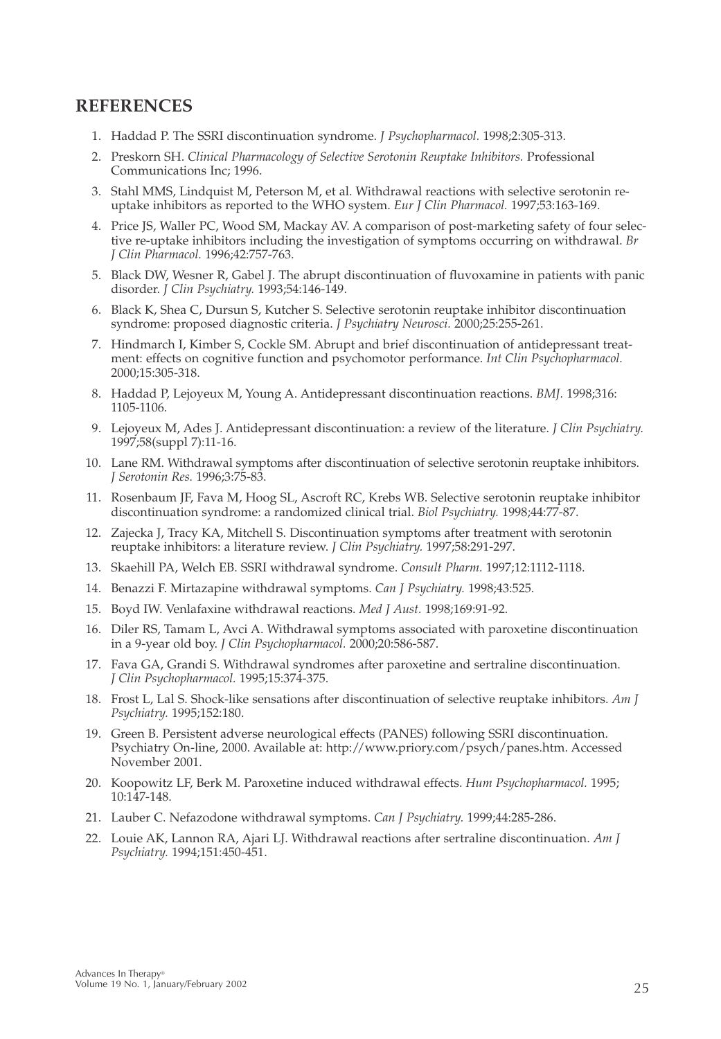## REFERENCES

1. Haddad P. The SSRI discontinuation syndrome. *J Psychopharmacol.* 1998;2:305-313.
2. Preskorn SH. *Clinical Pharmacology of Selective Serotonin Reuptake Inhibitors.* Professional Communications Inc; 1996.
3. Stahl MMS, Lindquist M, Peterson M, et al. Withdrawal reactions with selective serotonin re-uptake inhibitors as reported to the WHO system. *Eur J Clin Pharmacol.* 1997;53:163-169.
4. Price JS, Waller PC, Wood SM, Mackay AV. A comparison of post-marketing safety of four selective re-uptake inhibitors including the investigation of symptoms occurring on withdrawal. *Br J Clin Pharmacol.* 1996;42:757-763.
5. Black DW, Wesner R, Gabel J. The abrupt discontinuation of fluvoxamine in patients with panic disorder. *J Clin Psychiatry.* 1993;54:146-149.
6. Black K, Shea C, Dursun S, Kutcher S. Selective serotonin reuptake inhibitor discontinuation syndrome: proposed diagnostic criteria. *J Psychiatry Neurosci.* 2000;25:255-261.
7. Hindmarch I, Kimber S, Cockle SM. Abrupt and brief discontinuation of antidepressant treatment: effects on cognitive function and psychomotor performance. *Int Clin Psychopharmacol.* 2000;15:305-318.
8. Haddad P, Lejoyeux M, Young A. Antidepressant discontinuation reactions. *BMJ.* 1998;316: 1105-1106.
9. Lejoyeux M, Ades J. Antidepressant discontinuation: a review of the literature. *J Clin Psychiatry.* 1997;58(suppl 7):11-16.
10. Lane RM. Withdrawal symptoms after discontinuation of selective serotonin reuptake inhibitors. *J Serotonin Res.* 1996;3:75-83.
11. Rosenbaum JF, Fava M, Hoog SL, Ascroft RC, Krebs WB. Selective serotonin reuptake inhibitor discontinuation syndrome: a randomized clinical trial. *Biol Psychiatry.* 1998;44:77-87.
12. Zajecka J, Tracy KA, Mitchell S. Discontinuation symptoms after treatment with serotonin reuptake inhibitors: a literature review. *J Clin Psychiatry.* 1997;58:291-297.
13. Skaehill PA, Welch EB. SSRI withdrawal syndrome. *Consult Pharm.* 1997;12:1112-1118.
14. Benazzi F. Mirtazapine withdrawal symptoms. *Can J Psychiatry.* 1998;43:525.
15. Boyd IW. Venlafaxine withdrawal reactions. *Med J Aust.* 1998;169:91-92.
16. Diler RS, Tamam L, Avci A. Withdrawal symptoms associated with paroxetine discontinuation in a 9-year old boy. *J Clin Psychopharmacol.* 2000;20:586-587.
17. Fava GA, Grandi S. Withdrawal syndromes after paroxetine and sertraline discontinuation. *J Clin Psychopharmacol.* 1995;15:374-375.
18. Frost L, Lal S. Shock-like sensations after discontinuation of selective reuptake inhibitors. *Am J Psychiatry.* 1995;152:180.
19. Green B. Persistent adverse neurological effects (PANES) following SSRI discontinuation. Psychiatry On-line, 2000. Available at: http://www.priory.com/psych/panes.htm. Accessed November 2001.
20. Koopowitz LF, Berk M. Paroxetine induced withdrawal effects. *Hum Psychopharmacol.* 1995; 10:147-148.
21. Lauber C. Nefazodone withdrawal symptoms. *Can J Psychiatry.* 1999;44:285-286.
22. Louie AK, Lannon RA, Ajari LJ. Withdrawal reactions after sertraline discontinuation. *Am J Psychiatry.* 1994;151:450-451.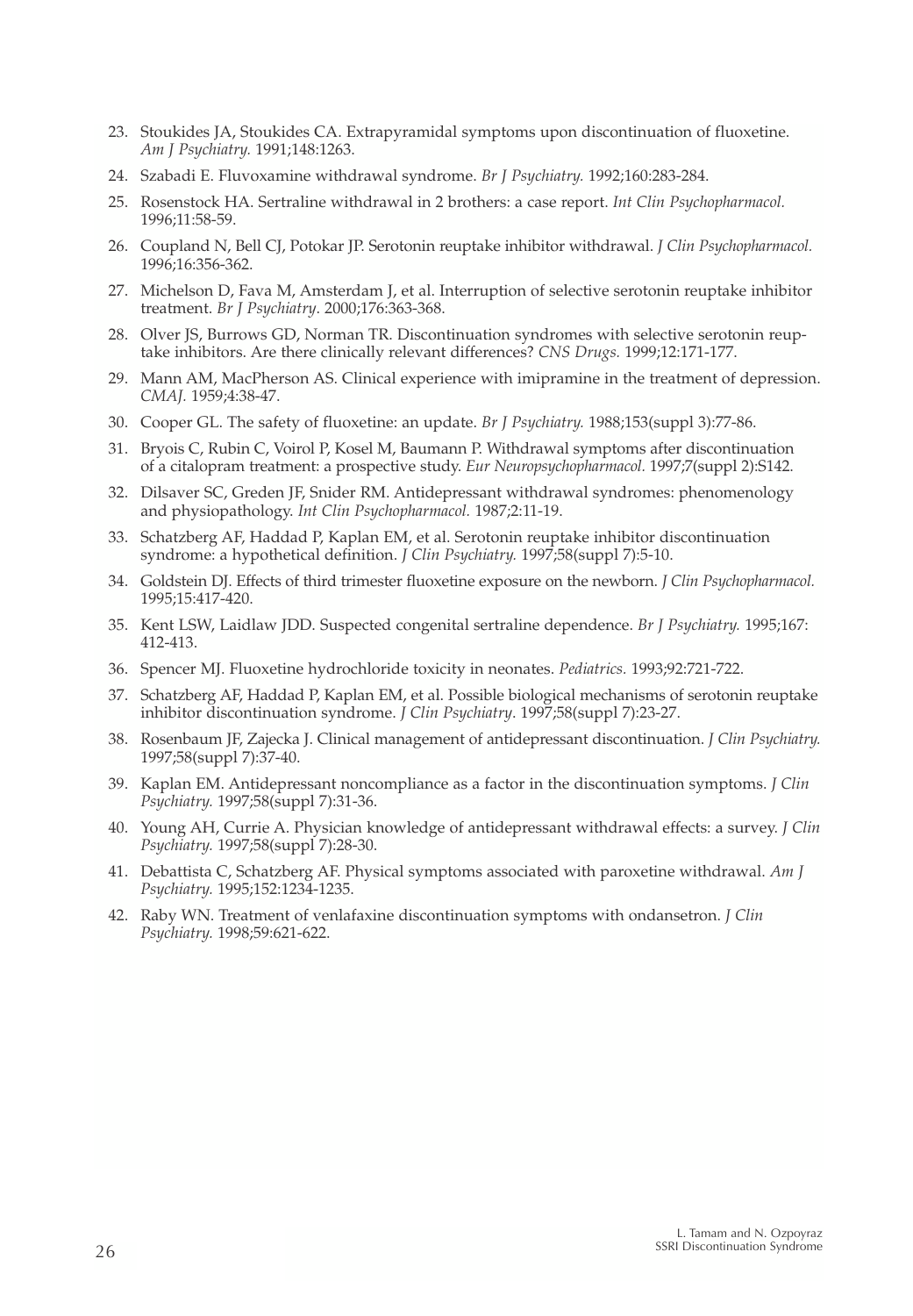23. Stoukides JA, Stoukides CA. Extrapyramidal symptoms upon discontinuation of fluoxetine. *Am J Psychiatry.* 1991;148:1263.
24. Szabadi E. Fluvoxamine withdrawal syndrome. *Br J Psychiatry.* 1992;160:283-284.
25. Rosenstock HA. Sertraline withdrawal in 2 brothers: a case report. *Int Clin Psychopharmacol.* 1996;11:58-59.
26. Coupland N, Bell CJ, Potokar JP. Serotonin reuptake inhibitor withdrawal. *J Clin Psychopharmacol.* 1996;16:356-362.
27. Michelson D, Fava M, Amsterdam J, et al. Interruption of selective serotonin reuptake inhibitor treatment. *Br J Psychiatry*. 2000;176:363-368.
28. Olver JS, Burrows GD, Norman TR. Discontinuation syndromes with selective serotonin reuptake inhibitors. Are there clinically relevant differences? *CNS Drugs.* 1999;12:171-177.
29. Mann AM, MacPherson AS. Clinical experience with imipramine in the treatment of depression. *CMAJ.* 1959;4:38-47.
30. Cooper GL. The safety of fluoxetine: an update. *Br J Psychiatry.* 1988;153(suppl 3):77-86.
31. Bryois C, Rubin C, Voirol P, Kosel M, Baumann P. Withdrawal symptoms after discontinuation of a citalopram treatment: a prospective study. *Eur Neuropsychopharmacol.* 1997;7(suppl 2):S142.
32. Dilsaver SC, Greden JF, Snider RM. Antidepressant withdrawal syndromes: phenomenology and physiopathology. *Int Clin Psychopharmacol.* 1987;2:11-19.
33. Schatzberg AF, Haddad P, Kaplan EM, et al. Serotonin reuptake inhibitor discontinuation syndrome: a hypothetical definition. *J Clin Psychiatry.* 1997;58(suppl 7):5-10.
34. Goldstein DJ. Effects of third trimester fluoxetine exposure on the newborn. *J Clin Psychopharmacol.* 1995;15:417-420.
35. Kent LSW, Laidlaw JDD. Suspected congenital sertraline dependence. *Br J Psychiatry.* 1995;167: 412-413.
36. Spencer MJ. Fluoxetine hydrochloride toxicity in neonates. *Pediatrics.* 1993;92:721-722.
37. Schatzberg AF, Haddad P, Kaplan EM, et al. Possible biological mechanisms of serotonin reuptake inhibitor discontinuation syndrome. *J Clin Psychiatry*. 1997;58(suppl 7):23-27.
38. Rosenbaum JF, Zajecka J. Clinical management of antidepressant discontinuation. *J Clin Psychiatry.* 1997;58(suppl 7):37-40.
39. Kaplan EM. Antidepressant noncompliance as a factor in the discontinuation symptoms. *J Clin Psychiatry.* 1997;58(suppl 7):31-36.
40. Young AH, Currie A. Physician knowledge of antidepressant withdrawal effects: a survey. *J Clin Psychiatry.* 1997;58(suppl 7):28-30.
41. Debattista C, Schatzberg AF. Physical symptoms associated with paroxetine withdrawal. *Am J Psychiatry.* 1995;152:1234-1235.
42. Raby WN. Treatment of venlafaxine discontinuation symptoms with ondansetron. *J Clin Psychiatry.* 1998;59:621-622.